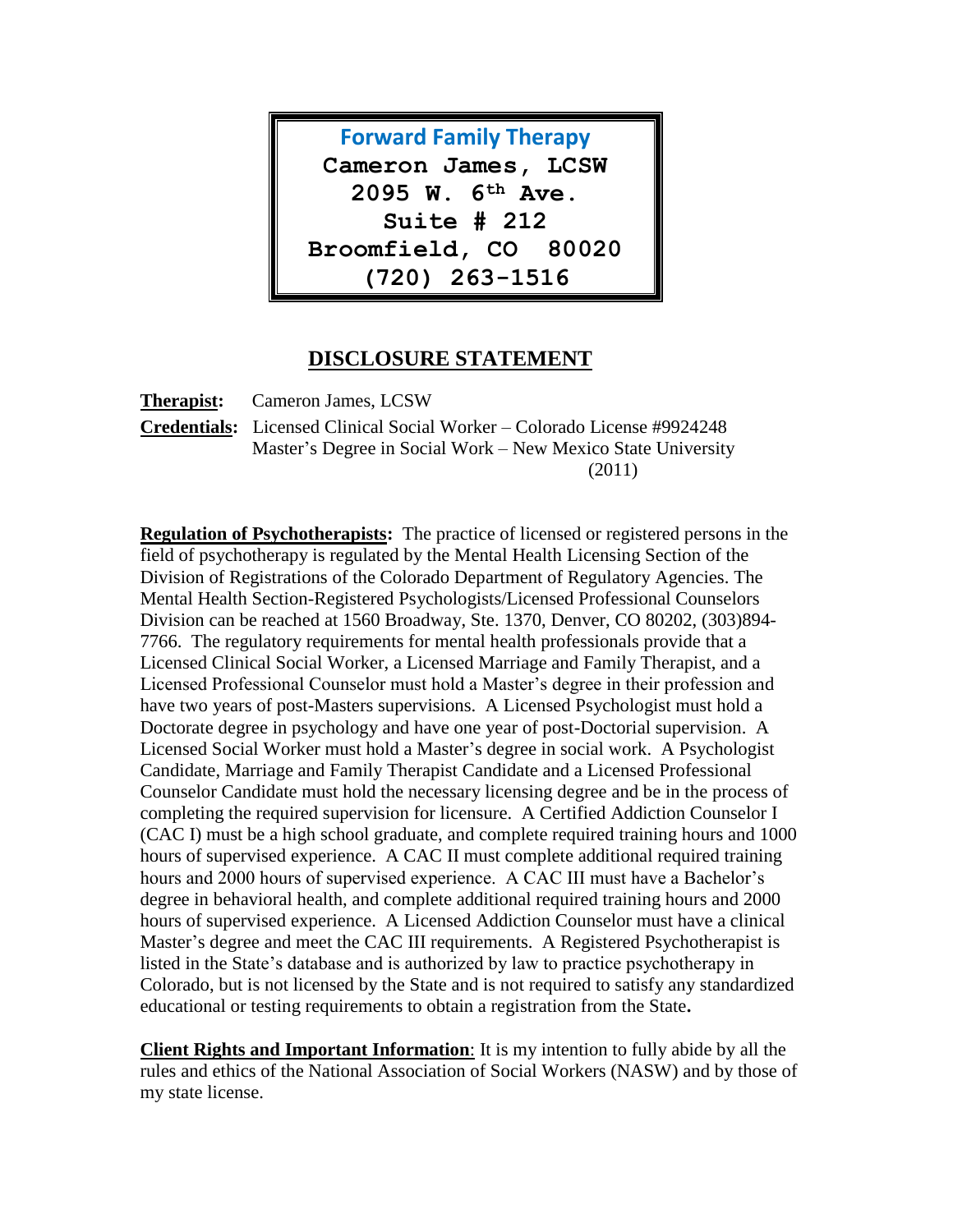**Forward Family Therapy**
**Cameron James, LCSW**
**2095 W. 6th Ave.**
**Suite # 212**
**Broomfield, CO 80020**
**(720) 263-1516**

# DISCLOSURE STATEMENT

**Therapist:** Cameron James, LCSW

**Credentials:** Licensed Clinical Social Worker – Colorado License #9924248
Master's Degree in Social Work – New Mexico State University (2011)

**Regulation of Psychotherapists:** The practice of licensed or registered persons in the field of psychotherapy is regulated by the Mental Health Licensing Section of the Division of Registrations of the Colorado Department of Regulatory Agencies. The Mental Health Section-Registered Psychologists/Licensed Professional Counselors Division can be reached at 1560 Broadway, Ste. 1370, Denver, CO 80202, (303)894-7766. The regulatory requirements for mental health professionals provide that a Licensed Clinical Social Worker, a Licensed Marriage and Family Therapist, and a Licensed Professional Counselor must hold a Master's degree in their profession and have two years of post-Masters supervisions. A Licensed Psychologist must hold a Doctorate degree in psychology and have one year of post-Doctorial supervision. A Licensed Social Worker must hold a Master's degree in social work. A Psychologist Candidate, Marriage and Family Therapist Candidate and a Licensed Professional Counselor Candidate must hold the necessary licensing degree and be in the process of completing the required supervision for licensure. A Certified Addiction Counselor I (CAC I) must be a high school graduate, and complete required training hours and 1000 hours of supervised experience. A CAC II must complete additional required training hours and 2000 hours of supervised experience. A CAC III must have a Bachelor's degree in behavioral health, and complete additional required training hours and 2000 hours of supervised experience. A Licensed Addiction Counselor must have a clinical Master's degree and meet the CAC III requirements. A Registered Psychotherapist is listed in the State's database and is authorized by law to practice psychotherapy in Colorado, but is not licensed by the State and is not required to satisfy any standardized educational or testing requirements to obtain a registration from the State**.**

**Client Rights and Important Information**: It is my intention to fully abide by all the rules and ethics of the National Association of Social Workers (NASW) and by those of my state license.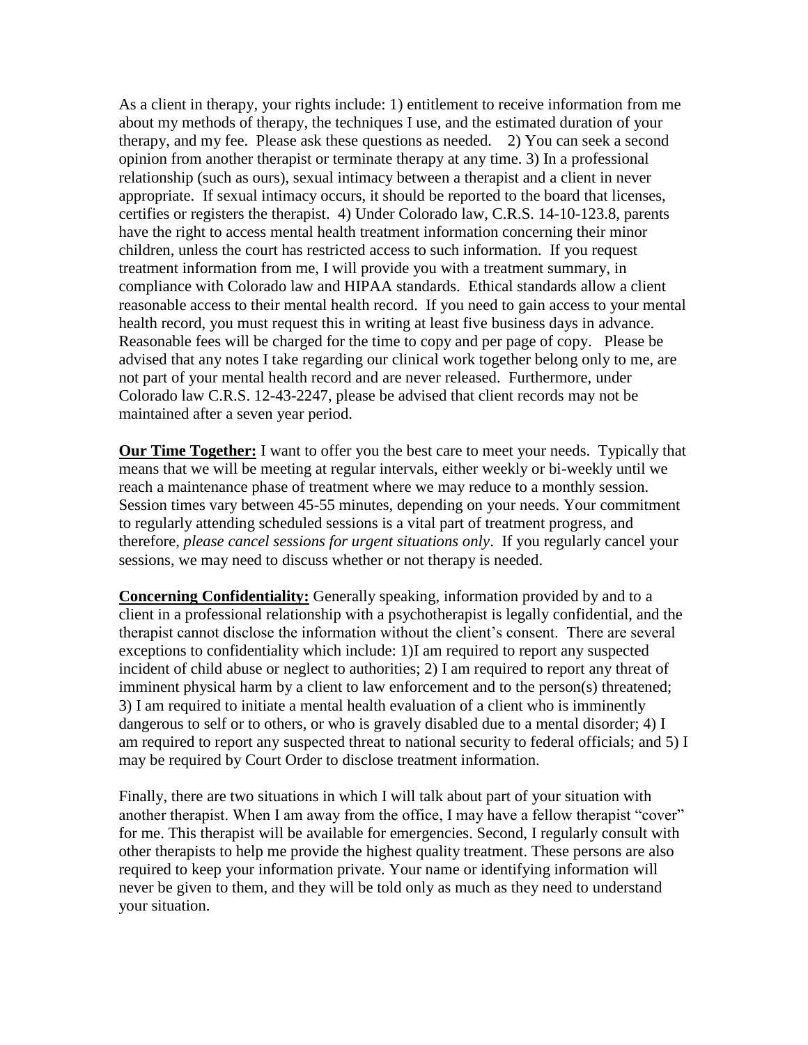As a client in therapy, your rights include: 1) entitlement to receive information from me about my methods of therapy, the techniques I use, and the estimated duration of your therapy, and my fee. Please ask these questions as needed. 2) You can seek a second opinion from another therapist or terminate therapy at any time. 3) In a professional relationship (such as ours), sexual intimacy between a therapist and a client in never appropriate. If sexual intimacy occurs, it should be reported to the board that licenses, certifies or registers the therapist. 4) Under Colorado law, C.R.S. 14-10-123.8, parents have the right to access mental health treatment information concerning their minor children, unless the court has restricted access to such information. If you request treatment information from me, I will provide you with a treatment summary, in compliance with Colorado law and HIPAA standards. Ethical standards allow a client reasonable access to their mental health record. If you need to gain access to your mental health record, you must request this in writing at least five business days in advance. Reasonable fees will be charged for the time to copy and per page of copy. Please be advised that any notes I take regarding our clinical work together belong only to me, are not part of your mental health record and are never released. Furthermore, under Colorado law C.R.S. 12-43-2247, please be advised that client records may not be maintained after a seven year period.

**Our Time Together:** I want to offer you the best care to meet your needs. Typically that means that we will be meeting at regular intervals, either weekly or bi-weekly until we reach a maintenance phase of treatment where we may reduce to a monthly session. Session times vary between 45-55 minutes, depending on your needs. Your commitment to regularly attending scheduled sessions is a vital part of treatment progress, and therefore, *please cancel sessions for urgent situations only*. If you regularly cancel your sessions, we may need to discuss whether or not therapy is needed.

**Concerning Confidentiality:** Generally speaking, information provided by and to a client in a professional relationship with a psychotherapist is legally confidential, and the therapist cannot disclose the information without the client's consent. There are several exceptions to confidentiality which include: 1)I am required to report any suspected incident of child abuse or neglect to authorities; 2) I am required to report any threat of imminent physical harm by a client to law enforcement and to the person(s) threatened; 3) I am required to initiate a mental health evaluation of a client who is imminently dangerous to self or to others, or who is gravely disabled due to a mental disorder; 4) I am required to report any suspected threat to national security to federal officials; and 5) I may be required by Court Order to disclose treatment information.

Finally, there are two situations in which I will talk about part of your situation with another therapist. When I am away from the office, I may have a fellow therapist "cover" for me. This therapist will be available for emergencies. Second, I regularly consult with other therapists to help me provide the highest quality treatment. These persons are also required to keep your information private. Your name or identifying information will never be given to them, and they will be told only as much as they need to understand your situation.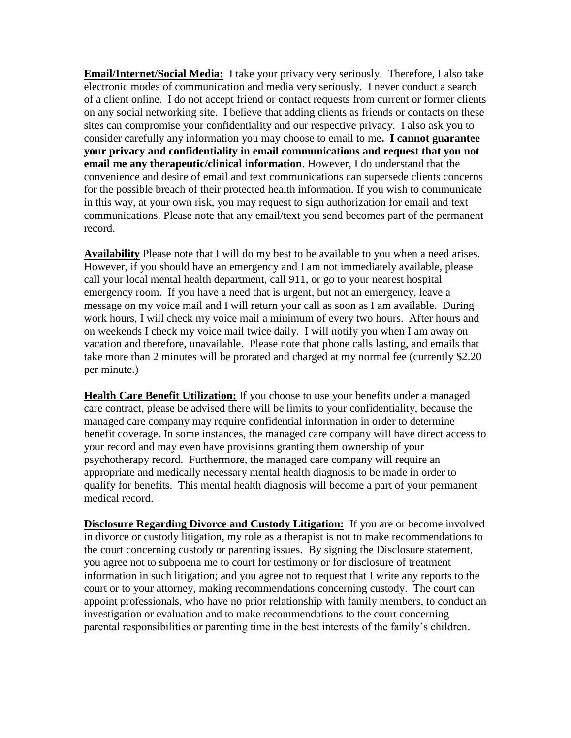**Email/Internet/Social Media:** I take your privacy very seriously. Therefore, I also take electronic modes of communication and media very seriously. I never conduct a search of a client online. I do not accept friend or contact requests from current or former clients on any social networking site. I believe that adding clients as friends or contacts on these sites can compromise your confidentiality and our respective privacy. I also ask you to consider carefully any information you may choose to email to me**. I cannot guarantee your privacy and confidentiality in email communications and request that you not email me any therapeutic/clinical information**. However, I do understand that the convenience and desire of email and text communications can supersede clients concerns for the possible breach of their protected health information. If you wish to communicate in this way, at your own risk, you may request to sign authorization for email and text communications. Please note that any email/text you send becomes part of the permanent record.

**Availability** Please note that I will do my best to be available to you when a need arises. However, if you should have an emergency and I am not immediately available, please call your local mental health department, call 911, or go to your nearest hospital emergency room. If you have a need that is urgent, but not an emergency, leave a message on my voice mail and I will return your call as soon as I am available. During work hours, I will check my voice mail a minimum of every two hours. After hours and on weekends I check my voice mail twice daily. I will notify you when I am away on vacation and therefore, unavailable. Please note that phone calls lasting, and emails that take more than 2 minutes will be prorated and charged at my normal fee (currently $2.20 per minute.)

**Health Care Benefit Utilization:** If you choose to use your benefits under a managed care contract, please be advised there will be limits to your confidentiality, because the managed care company may require confidential information in order to determine benefit coverage**.** In some instances, the managed care company will have direct access to your record and may even have provisions granting them ownership of your psychotherapy record. Furthermore, the managed care company will require an appropriate and medically necessary mental health diagnosis to be made in order to qualify for benefits. This mental health diagnosis will become a part of your permanent medical record.

**Disclosure Regarding Divorce and Custody Litigation:** If you are or become involved in divorce or custody litigation, my role as a therapist is not to make recommendations to the court concerning custody or parenting issues. By signing the Disclosure statement, you agree not to subpoena me to court for testimony or for disclosure of treatment information in such litigation; and you agree not to request that I write any reports to the court or to your attorney, making recommendations concerning custody. The court can appoint professionals, who have no prior relationship with family members, to conduct an investigation or evaluation and to make recommendations to the court concerning parental responsibilities or parenting time in the best interests of the family's children.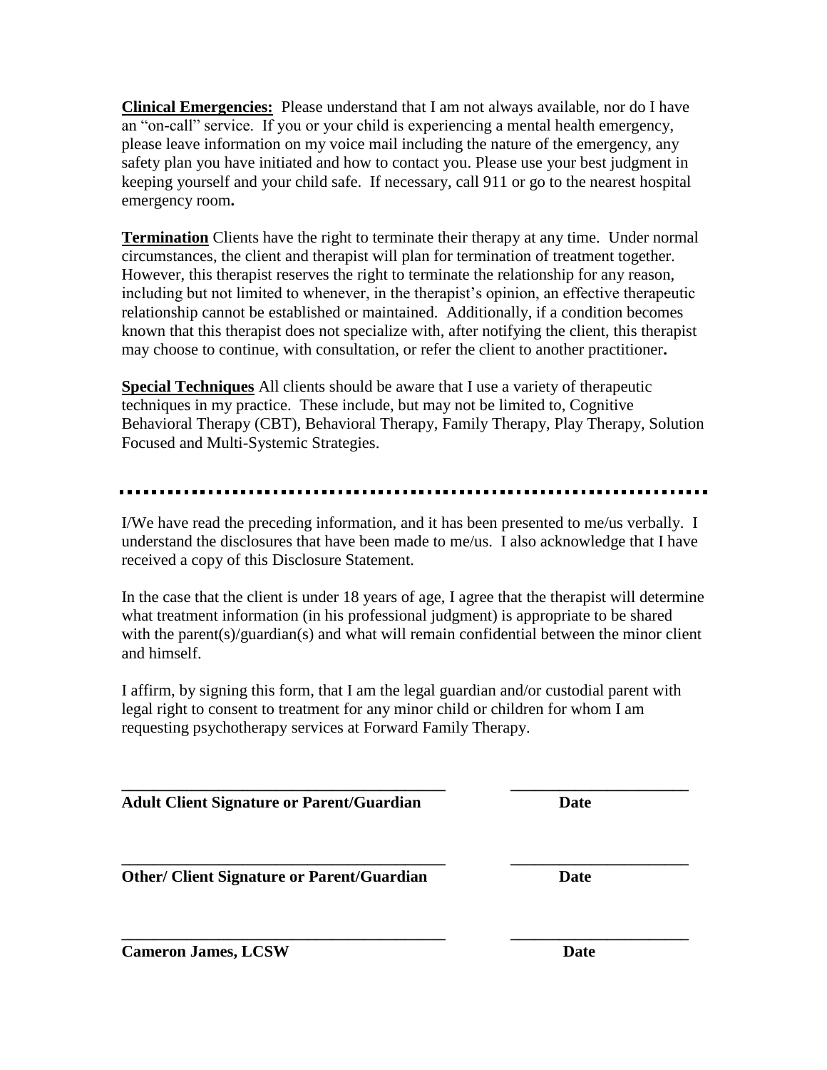**<u>Clinical Emergencies:</u>** Please understand that I am not always available, nor do I have an "on-call" service. If you or your child is experiencing a mental health emergency, please leave information on my voice mail including the nature of the emergency, any safety plan you have initiated and how to contact you. Please use your best judgment in keeping yourself and your child safe. If necessary, call 911 or go to the nearest hospital emergency room**.**

**<u>Termination</u>** Clients have the right to terminate their therapy at any time. Under normal circumstances, the client and therapist will plan for termination of treatment together. However, this therapist reserves the right to terminate the relationship for any reason, including but not limited to whenever, in the therapist's opinion, an effective therapeutic relationship cannot be established or maintained. Additionally, if a condition becomes known that this therapist does not specialize with, after notifying the client, this therapist may choose to continue, with consultation, or refer the client to another practitioner**.**

**<u>Special Techniques</u>** All clients should be aware that I use a variety of therapeutic techniques in my practice. These include, but may not be limited to, Cognitive Behavioral Therapy (CBT), Behavioral Therapy, Family Therapy, Play Therapy, Solution Focused and Multi-Systemic Strategies.

---

I/We have read the preceding information, and it has been presented to me/us verbally. I understand the disclosures that have been made to me/us. I also acknowledge that I have received a copy of this Disclosure Statement.

In the case that the client is under 18 years of age, I agree that the therapist will determine what treatment information (in his professional judgment) is appropriate to be shared with the parent(s)/guardian(s) and what will remain confidential between the minor client and himself.

I affirm, by signing this form, that I am the legal guardian and/or custodial parent with legal right to consent to treatment for any minor child or children for whom I am requesting psychotherapy services at Forward Family Therapy.

\_\_\_\_\_\_\_\_\_\_\_\_\_\_\_\_\_\_\_\_\_\_\_\_\_\_\_\_\_\_\_\_\_\_\_\_\_\_\_\_ \_\_\_\_\_\_\_\_\_\_\_\_\_\_\_\_\_\_\_\_\_\_
**Adult Client Signature or Parent/Guardian** **Date**

\_\_\_\_\_\_\_\_\_\_\_\_\_\_\_\_\_\_\_\_\_\_\_\_\_\_\_\_\_\_\_\_\_\_\_\_\_\_\_\_ \_\_\_\_\_\_\_\_\_\_\_\_\_\_\_\_\_\_\_\_\_\_
**Other/ Client Signature or Parent/Guardian** **Date**

\_\_\_\_\_\_\_\_\_\_\_\_\_\_\_\_\_\_\_\_\_\_\_\_\_\_\_\_\_\_\_\_\_\_\_\_\_\_\_\_ \_\_\_\_\_\_\_\_\_\_\_\_\_\_\_\_\_\_\_\_\_\_
**Cameron James, LCSW** **Date**